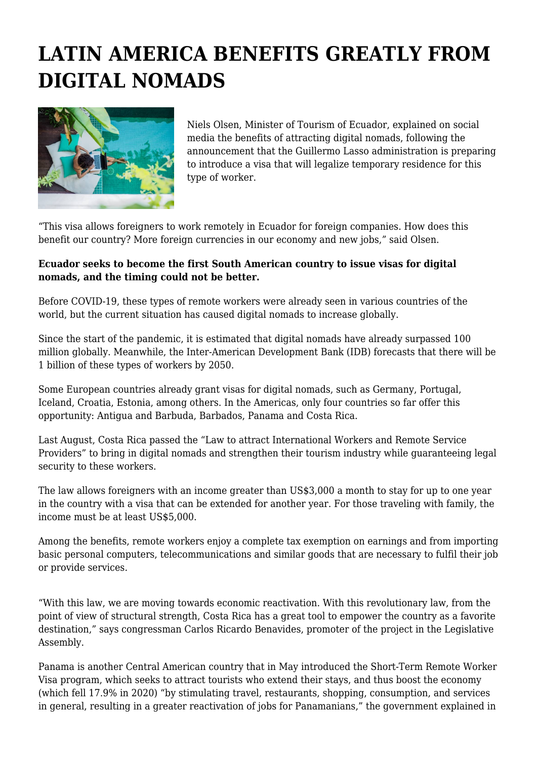# LATIN AMERICA BENEFITS GREATLY FROM DIGITAL NOMADS

Niels Olsen, Minister of Tourism of Ecuador, explained on social media the benefits of attracting digital nomads, following the announcement that the Guillermo Lasso administration is preparing to introduce a visa that will legalize temporary residence for this type of worker.

"This visa allows foreigners to work remotely in Ecuador for foreign companies. How does this benefit our country? More foreign currencies in our economy and new jobs," said Olsen.

**Ecuador seeks to become the first South American country to issue visas for digital nomads, and the timing could not be better.**

Before COVID-19, these types of remote workers were already seen in various countries of the world, but the current situation has caused digital nomads to increase globally.

Since the start of the pandemic, it is estimated that digital nomads have already surpassed 100 million globally. Meanwhile, the Inter-American Development Bank (IDB) forecasts that there will be 1 billion of these types of workers by 2050.

Some European countries already grant visas for digital nomads, such as Germany, Portugal, Iceland, Croatia, Estonia, among others. In the Americas, only four countries so far offer this opportunity: Antigua and Barbuda, Barbados, Panama and Costa Rica.

Last August, Costa Rica passed the "Law to attract International Workers and Remote Service Providers" to bring in digital nomads and strengthen their tourism industry while guaranteeing legal security to these workers.

The law allows foreigners with an income greater than US$3,000 a month to stay for up to one year in the country with a visa that can be extended for another year. For those traveling with family, the income must be at least US$5,000.

Among the benefits, remote workers enjoy a complete tax exemption on earnings and from importing basic personal computers, telecommunications and similar goods that are necessary to fulfil their job or provide services.

"With this law, we are moving towards economic reactivation. With this revolutionary law, from the point of view of structural strength, Costa Rica has a great tool to empower the country as a favorite destination," says congressman Carlos Ricardo Benavides, promoter of the project in the Legislative Assembly.

Panama is another Central American country that in May introduced the Short-Term Remote Worker Visa program, which seeks to attract tourists who extend their stays, and thus boost the economy (which fell 17.9% in 2020) "by stimulating travel, restaurants, shopping, consumption, and services in general, resulting in a greater reactivation of jobs for Panamanians," the government explained in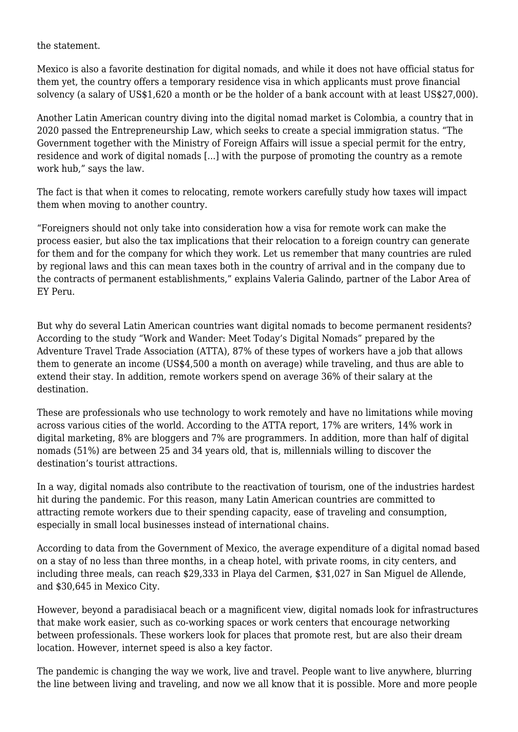the statement.

Mexico is also a favorite destination for digital nomads, and while it does not have official status for them yet, the country offers a temporary residence visa in which applicants must prove financial solvency (a salary of US$1,620 a month or be the holder of a bank account with at least US$27,000).

Another Latin American country diving into the digital nomad market is Colombia, a country that in 2020 passed the Entrepreneurship Law, which seeks to create a special immigration status. "The Government together with the Ministry of Foreign Affairs will issue a special permit for the entry, residence and work of digital nomads [...] with the purpose of promoting the country as a remote work hub," says the law.

The fact is that when it comes to relocating, remote workers carefully study how taxes will impact them when moving to another country.

"Foreigners should not only take into consideration how a visa for remote work can make the process easier, but also the tax implications that their relocation to a foreign country can generate for them and for the company for which they work. Let us remember that many countries are ruled by regional laws and this can mean taxes both in the country of arrival and in the company due to the contracts of permanent establishments," explains Valeria Galindo, partner of the Labor Area of EY Peru.

But why do several Latin American countries want digital nomads to become permanent residents? According to the study "Work and Wander: Meet Today's Digital Nomads" prepared by the Adventure Travel Trade Association (ATTA), 87% of these types of workers have a job that allows them to generate an income (US$4,500 a month on average) while traveling, and thus are able to extend their stay. In addition, remote workers spend on average 36% of their salary at the destination.

These are professionals who use technology to work remotely and have no limitations while moving across various cities of the world. According to the ATTA report, 17% are writers, 14% work in digital marketing, 8% are bloggers and 7% are programmers. In addition, more than half of digital nomads (51%) are between 25 and 34 years old, that is, millennials willing to discover the destination's tourist attractions.

In a way, digital nomads also contribute to the reactivation of tourism, one of the industries hardest hit during the pandemic. For this reason, many Latin American countries are committed to attracting remote workers due to their spending capacity, ease of traveling and consumption, especially in small local businesses instead of international chains.

According to data from the Government of Mexico, the average expenditure of a digital nomad based on a stay of no less than three months, in a cheap hotel, with private rooms, in city centers, and including three meals, can reach $29,333 in Playa del Carmen, $31,027 in San Miguel de Allende, and $30,645 in Mexico City.

However, beyond a paradisiacal beach or a magnificent view, digital nomads look for infrastructures that make work easier, such as co-working spaces or work centers that encourage networking between professionals. These workers look for places that promote rest, but are also their dream location. However, internet speed is also a key factor.

The pandemic is changing the way we work, live and travel. People want to live anywhere, blurring the line between living and traveling, and now we all know that it is possible. More and more people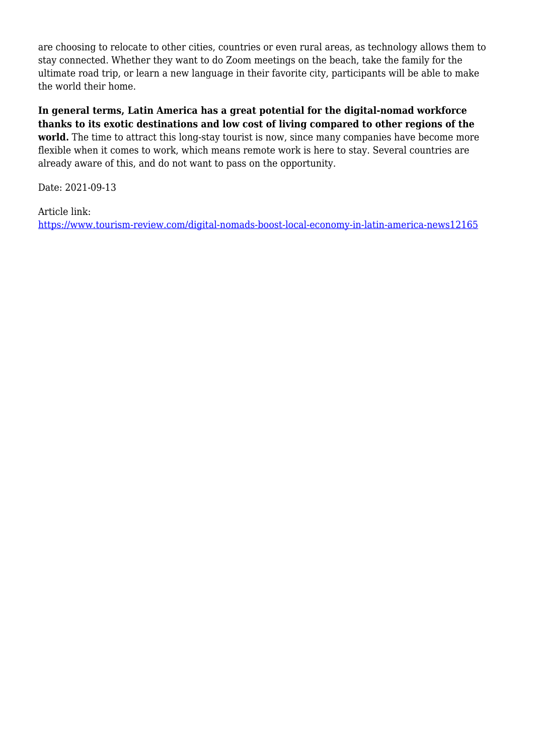are choosing to relocate to other cities, countries or even rural areas, as technology allows them to stay connected. Whether they want to do Zoom meetings on the beach, take the family for the ultimate road trip, or learn a new language in their favorite city, participants will be able to make the world their home.

**In general terms, Latin America has a great potential for the digital-nomad workforce thanks to its exotic destinations and low cost of living compared to other regions of the world.** The time to attract this long-stay tourist is now, since many companies have become more flexible when it comes to work, which means remote work is here to stay. Several countries are already aware of this, and do not want to pass on the opportunity.

Date: 2021-09-13

Article link:
[https://www.tourism-review.com/digital-nomads-boost-local-economy-in-latin-america-news12165](https://www.tourism-review.com/digital-nomads-boost-local-economy-in-latin-america-news12165)